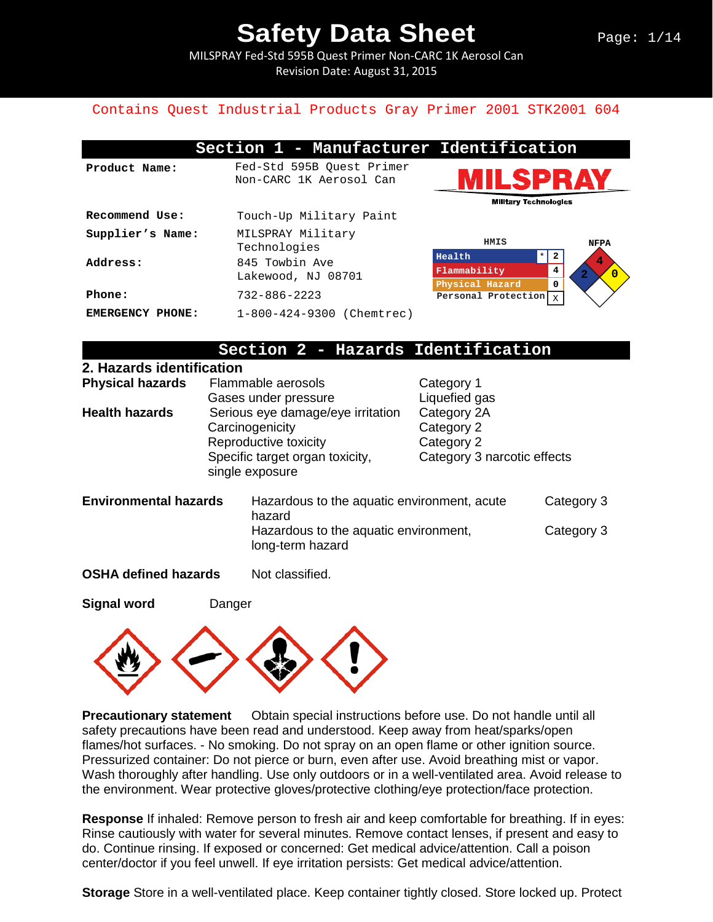# Safety Data Sheet

MILSPRAY Fed-Std 595B Quest Primer Non-CARC 1K Aerosol Can
Revision Date: August 31, 2015

Contains Quest Industrial Products Gray Primer 2001 STK2001 604

## Section 1 - Manufacturer Identification

| | |
|---|---|
| **Product Name:** | Fed-Std 595B Quest Primer Non-CARC 1K Aerosol Can |
| **Recommend Use:** | Touch-Up Military Paint |
| **Supplier's Name:** | MILSPRAY Military Technologies |
| **Address:** | 845 Towbin Ave Lakewood, NJ 08701 |
| **Phone:** | 732-886-2223 |
| **EMERGENCY PHONE:** | 1-800-424-9300 (Chemtrec) |

MILSPRAY
Military Technologies

**HMIS**

| | | |
|---|---|---|
| Health | * | 2 |
| Flammability | | 4 |
| Physical Hazard | | 0 |
| Personal Protection | | X |

**NFPA**

Health: 2, Flammability: 4, Reactivity: 0

## Section 2 - Hazards Identification

### 2. Hazards identification

| | | |
|---|---|---|
| **Physical hazards** | Flammable aerosols | Category 1 |
| | Gases under pressure | Liquefied gas |
| **Health hazards** | Serious eye damage/eye irritation | Category 2A |
| | Carcinogenicity | Category 2 |
| | Reproductive toxicity | Category 2 |
| | Specific target organ toxicity, single exposure | Category 3 narcotic effects |

| | | |
|---|---|---|
| **Environmental hazards** | Hazardous to the aquatic environment, acute hazard | Category 3 |
| | Hazardous to the aquatic environment, long-term hazard | Category 3 |

**OSHA defined hazards** Not classified.

**Signal word** Danger

**Precautionary statement** Obtain special instructions before use. Do not handle until all safety precautions have been read and understood. Keep away from heat/sparks/open flames/hot surfaces. - No smoking. Do not spray on an open flame or other ignition source. Pressurized container: Do not pierce or burn, even after use. Avoid breathing mist or vapor. Wash thoroughly after handling. Use only outdoors or in a well-ventilated area. Avoid release to the environment. Wear protective gloves/protective clothing/eye protection/face protection.

**Response** If inhaled: Remove person to fresh air and keep comfortable for breathing. If in eyes: Rinse cautiously with water for several minutes. Remove contact lenses, if present and easy to do. Continue rinsing. If exposed or concerned: Get medical advice/attention. Call a poison center/doctor if you feel unwell. If eye irritation persists: Get medical advice/attention.

**Storage** Store in a well-ventilated place. Keep container tightly closed. Store locked up. Protect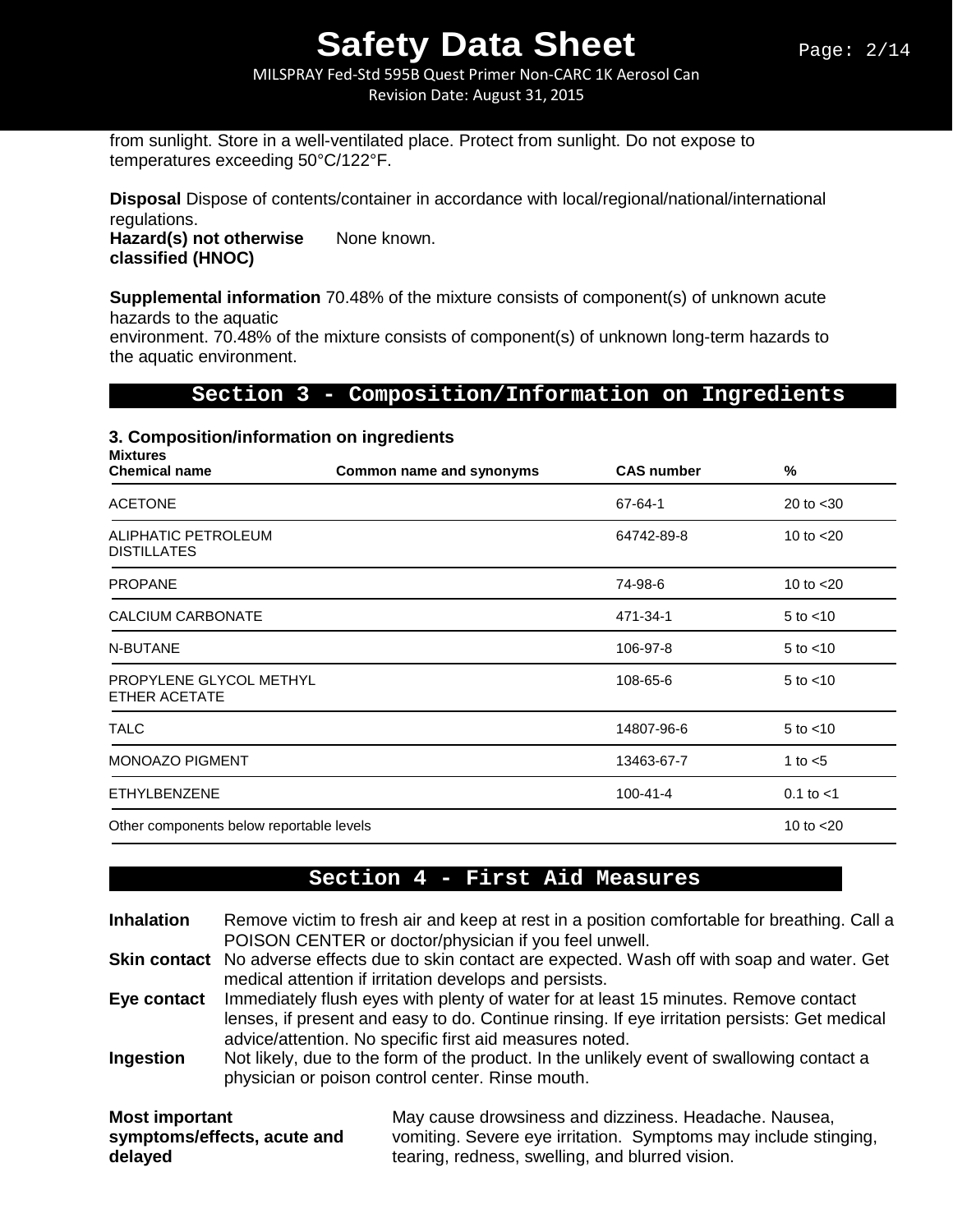from sunlight. Store in a well-ventilated place. Protect from sunlight. Do not expose to temperatures exceeding 50°C/122°F.

**Disposal** Dispose of contents/container in accordance with local/regional/national/international regulations.

**Hazard(s) not otherwise classified (HNOC)** None known.

**Supplemental information** 70.48% of the mixture consists of component(s) of unknown acute hazards to the aquatic environment. 70.48% of the mixture consists of component(s) of unknown long-term hazards to the aquatic environment.

## Section 3 - Composition/Information on Ingredients

### 3. Composition/information on ingredients

**Mixtures**

| Chemical name | Common name and synonyms | CAS number | % |
|---|---|---|---|
| ACETONE | | 67-64-1 | 20 to <30 |
| ALIPHATIC PETROLEUM DISTILLATES | | 64742-89-8 | 10 to <20 |
| PROPANE | | 74-98-6 | 10 to <20 |
| CALCIUM CARBONATE | | 471-34-1 | 5 to <10 |
| N-BUTANE | | 106-97-8 | 5 to <10 |
| PROPYLENE GLYCOL METHYL ETHER ACETATE | | 108-65-6 | 5 to <10 |
| TALC | | 14807-96-6 | 5 to <10 |
| MONOAZO PIGMENT | | 13463-67-7 | 1 to <5 |
| ETHYLBENZENE | | 100-41-4 | 0.1 to <1 |
| Other components below reportable levels | | | 10 to <20 |

## Section 4 - First Aid Measures

**Inhalation** Remove victim to fresh air and keep at rest in a position comfortable for breathing. Call a POISON CENTER or doctor/physician if you feel unwell.

**Skin contact** No adverse effects due to skin contact are expected. Wash off with soap and water. Get medical attention if irritation develops and persists.

**Eye contact** Immediately flush eyes with plenty of water for at least 15 minutes. Remove contact lenses, if present and easy to do. Continue rinsing. If eye irritation persists: Get medical advice/attention. No specific first aid measures noted.

**Ingestion** Not likely, due to the form of the product. In the unlikely event of swallowing contact a physician or poison control center. Rinse mouth.

**Most important symptoms/effects, acute and delayed** May cause drowsiness and dizziness. Headache. Nausea, vomiting. Severe eye irritation. Symptoms may include stinging, tearing, redness, swelling, and blurred vision.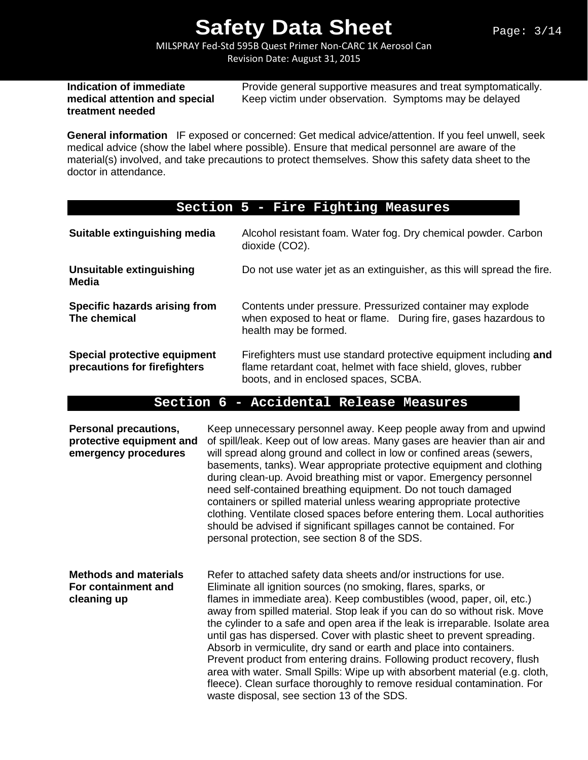**Indication of immediate medical attention and special treatment needed**

Provide general supportive measures and treat symptomatically. Keep victim under observation. Symptoms may be delayed

**General information** IF exposed or concerned: Get medical advice/attention. If you feel unwell, seek medical advice (show the label where possible). Ensure that medical personnel are aware of the material(s) involved, and take precautions to protect themselves. Show this safety data sheet to the doctor in attendance.

## Section 5 - Fire Fighting Measures

**Suitable extinguishing media**

Alcohol resistant foam. Water fog. Dry chemical powder. Carbon dioxide ($CO_2$).

**Unsuitable extinguishing Media**

Do not use water jet as an extinguisher, as this will spread the fire.

**Specific hazards arising from The chemical**

Contents under pressure. Pressurized container may explode when exposed to heat or flame. During fire, gases hazardous to health may be formed.

**Special protective equipment precautions for firefighters**

Firefighters must use standard protective equipment including **and** flame retardant coat, helmet with face shield, gloves, rubber boots, and in enclosed spaces, SCBA.

## Section 6 - Accidental Release Measures

**Personal precautions, protective equipment and emergency procedures**

Keep unnecessary personnel away. Keep people away from and upwind of spill/leak. Keep out of low areas. Many gases are heavier than air and will spread along ground and collect in low or confined areas (sewers, basements, tanks). Wear appropriate protective equipment and clothing during clean-up. Avoid breathing mist or vapor. Emergency personnel need self-contained breathing equipment. Do not touch damaged containers or spilled material unless wearing appropriate protective clothing. Ventilate closed spaces before entering them. Local authorities should be advised if significant spillages cannot be contained. For personal protection, see section 8 of the SDS.

**Methods and materials For containment and cleaning up**

Refer to attached safety data sheets and/or instructions for use. Eliminate all ignition sources (no smoking, flares, sparks, or flames in immediate area). Keep combustibles (wood, paper, oil, etc.) away from spilled material. Stop leak if you can do so without risk. Move the cylinder to a safe and open area if the leak is irreparable. Isolate area until gas has dispersed. Cover with plastic sheet to prevent spreading. Absorb in vermiculite, dry sand or earth and place into containers. Prevent product from entering drains. Following product recovery, flush area with water. Small Spills: Wipe up with absorbent material (e.g. cloth, fleece). Clean surface thoroughly to remove residual contamination. For waste disposal, see section 13 of the SDS.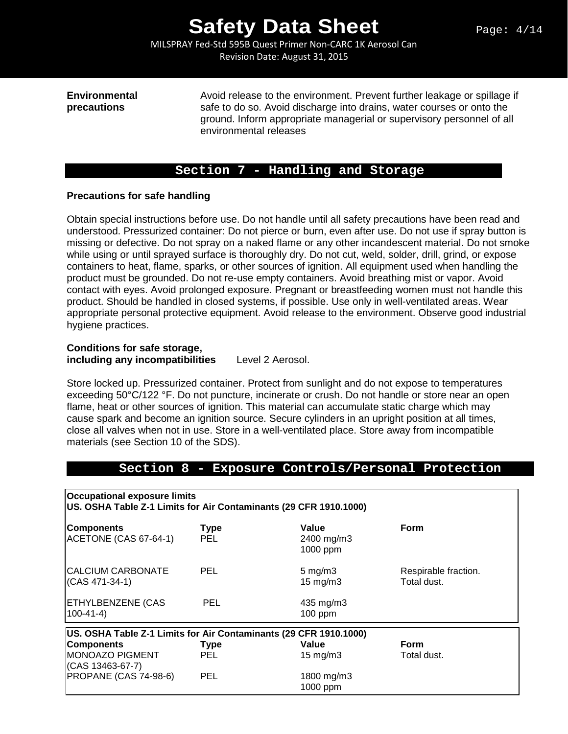**Environmental precautions**

Avoid release to the environment. Prevent further leakage or spillage if safe to do so. Avoid discharge into drains, water courses or onto the ground. Inform appropriate managerial or supervisory personnel of all environmental releases

## Section 7 - Handling and Storage

**Precautions for safe handling**

Obtain special instructions before use. Do not handle until all safety precautions have been read and understood. Pressurized container: Do not pierce or burn, even after use. Do not use if spray button is missing or defective. Do not spray on a naked flame or any other incandescent material. Do not smoke while using or until sprayed surface is thoroughly dry. Do not cut, weld, solder, drill, grind, or expose containers to heat, flame, sparks, or other sources of ignition. All equipment used when handling the product must be grounded. Do not re-use empty containers. Avoid breathing mist or vapor. Avoid contact with eyes. Avoid prolonged exposure. Pregnant or breastfeeding women must not handle this product. Should be handled in closed systems, if possible. Use only in well-ventilated areas. Wear appropriate personal protective equipment. Avoid release to the environment. Observe good industrial hygiene practices.

**Conditions for safe storage, including any incompatibilities** Level 2 Aerosol.

Store locked up. Pressurized container. Protect from sunlight and do not expose to temperatures exceeding 50°C/122 °F. Do not puncture, incinerate or crush. Do not handle or store near an open flame, heat or other sources of ignition. This material can accumulate static charge which may cause spark and become an ignition source. Secure cylinders in an upright position at all times, close all valves when not in use. Store in a well-ventilated place. Store away from incompatible materials (see Section 10 of the SDS).

## Section 8 - Exposure Controls/Personal Protection

**Occupational exposure limits**
**US. OSHA Table Z-1 Limits for Air Contaminants (29 CFR 1910.1000)**

| Components | Type | Value | Form |
|---|---|---|---|
| ACETONE (CAS 67-64-1) | PEL | 2400 mg/m3 | |
| | | 1000 ppm | |
| CALCIUM CARBONATE (CAS 471-34-1) | PEL | 5 mg/m3 | Respirable fraction. |
| | | 15 mg/m3 | Total dust. |
| ETHYLBENZENE (CAS 100-41-4) | PEL | 435 mg/m3 | |
| | | 100 ppm | |

**US. OSHA Table Z-1 Limits for Air Contaminants (29 CFR 1910.1000)**

| Components | Type | Value | Form |
|---|---|---|---|
| MONOAZO PIGMENT (CAS 13463-67-7) | PEL | 15 mg/m3 | Total dust. |
| PROPANE (CAS 74-98-6) | PEL | 1800 mg/m3 | |
| | | 1000 ppm | |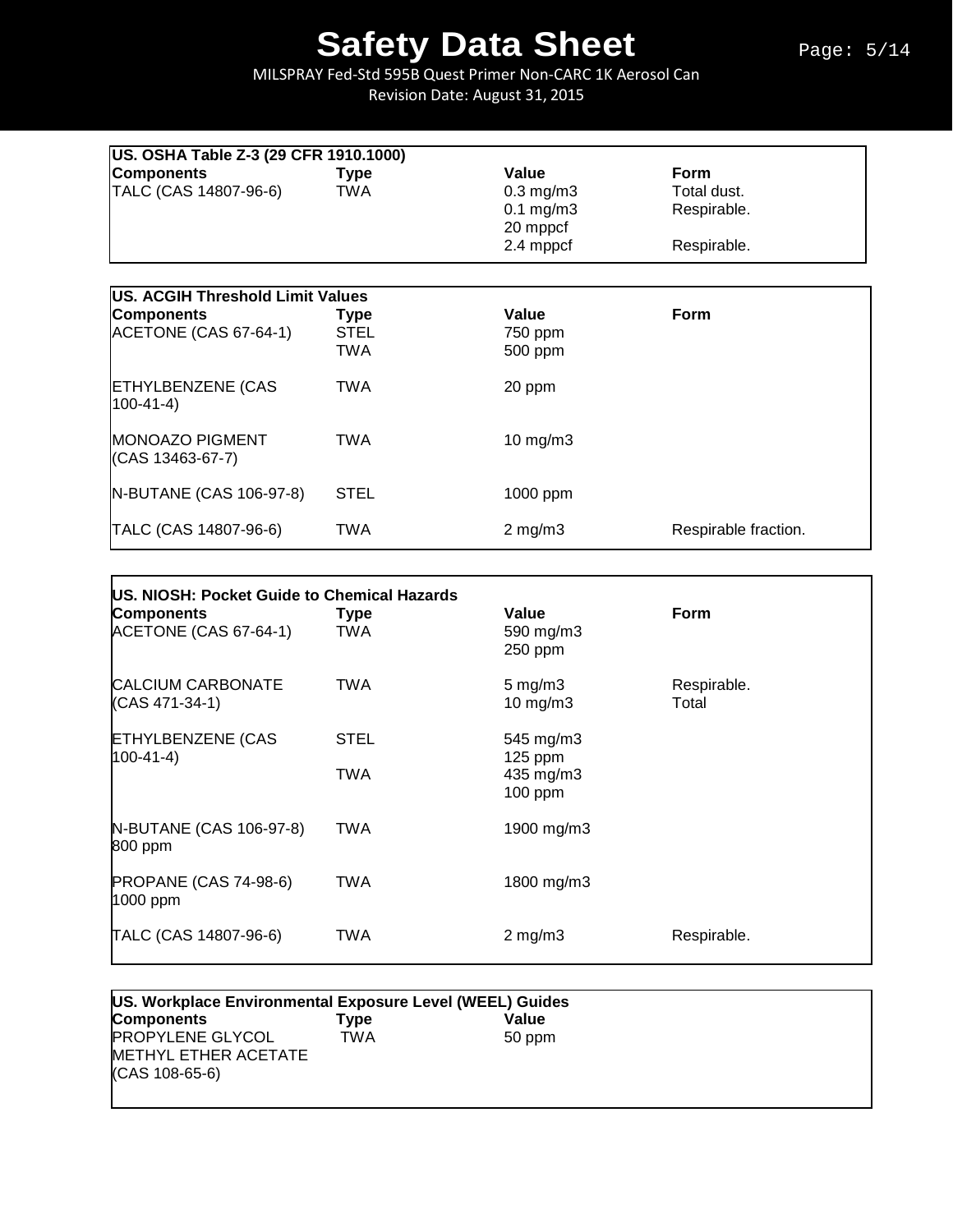| US. OSHA Table Z-3 (29 CFR 1910.1000) | | | |
|---|---|---|---|
| **Components** | **Type** | **Value** | **Form** |
| TALC (CAS 14807-96-6) | TWA | 0.3 mg/m3 | Total dust. |
| | | 0.1 mg/m3 | Respirable. |
| | | 20 mppcf | |
| | | 2.4 mppcf | Respirable. |

| US. ACGIH Threshold Limit Values | | | |
|---|---|---|---|
| **Components** | **Type** | **Value** | **Form** |
| ACETONE (CAS 67-64-1) | STEL | 750 ppm | |
| | TWA | 500 ppm | |
| ETHYLBENZENE (CAS 100-41-4) | TWA | 20 ppm | |
| MONOAZO PIGMENT (CAS 13463-67-7) | TWA | 10 mg/m3 | |
| N-BUTANE (CAS 106-97-8) | STEL | 1000 ppm | |
| TALC (CAS 14807-96-6) | TWA | 2 mg/m3 | Respirable fraction. |

| US. NIOSH: Pocket Guide to Chemical Hazards | | | |
|---|---|---|---|
| **Components** | **Type** | **Value** | **Form** |
| ACETONE (CAS 67-64-1) | TWA | 590 mg/m3 | |
| | | 250 ppm | |
| CALCIUM CARBONATE (CAS 471-34-1) | TWA | 5 mg/m3 | Respirable. |
| | | 10 mg/m3 | Total |
| ETHYLBENZENE (CAS 100-41-4) | STEL | 545 mg/m3 | |
| | | 125 ppm | |
| | TWA | 435 mg/m3 | |
| | | 100 ppm | |
| N-BUTANE (CAS 106-97-8) 800 ppm | TWA | 1900 mg/m3 | |
| PROPANE (CAS 74-98-6) 1000 ppm | TWA | 1800 mg/m3 | |
| TALC (CAS 14807-96-6) | TWA | 2 mg/m3 | Respirable. |

| US. Workplace Environmental Exposure Level (WEEL) Guides | | |
|---|---|---|
| **Components** | **Type** | **Value** |
| PROPYLENE GLYCOL METHYL ETHER ACETATE (CAS 108-65-6) | TWA | 50 ppm |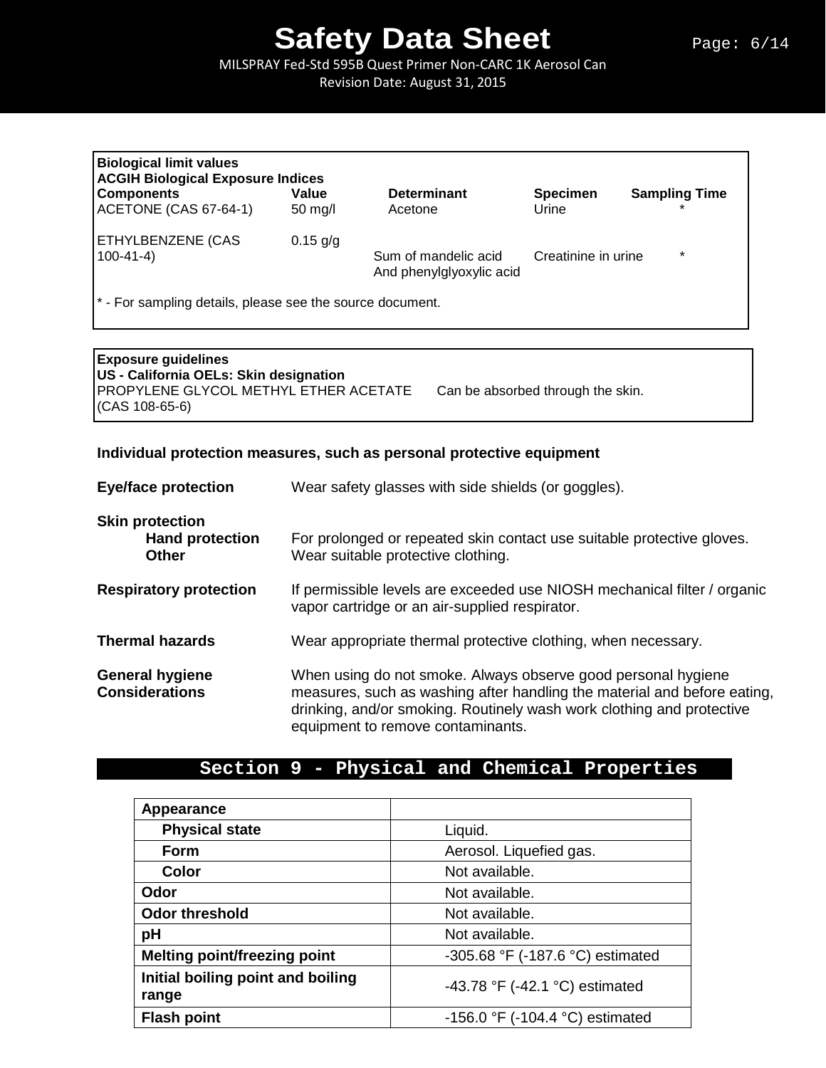| Biological limit values | | | | |
|---|---|---|---|---|
| **ACGIH Biological Exposure Indices** | | | | |
| **Components** | **Value** | **Determinant** | **Specimen** | **Sampling Time** |
| ACETONE (CAS 67-64-1) | 50 mg/l | Acetone | Urine | * |
| ETHYLBENZENE (CAS 100-41-4) | 0.15 g/g | Sum of mandelic acid And phenylglyoxylic acid | Creatinine in urine | * |

* - For sampling details, please see the source document.

| Exposure guidelines | |
|---|---|
| **US - California OELs: Skin designation** | |
| PROPYLENE GLYCOL METHYL ETHER ACETATE (CAS 108-65-6) | Can be absorbed through the skin. |

**Individual protection measures, such as personal protective equipment**

**Eye/face protection** Wear safety glasses with side shields (or goggles).

**Skin protection**

- **Hand protection** For prolonged or repeated skin contact use suitable protective gloves.
- **Other** Wear suitable protective clothing.

**Respiratory protection** If permissible levels are exceeded use NIOSH mechanical filter / organic vapor cartridge or an air-supplied respirator.

**Thermal hazards** Wear appropriate thermal protective clothing, when necessary.

**General hygiene Considerations** When using do not smoke. Always observe good personal hygiene measures, such as washing after handling the material and before eating, drinking, and/or smoking. Routinely wash work clothing and protective equipment to remove contaminants.

## Section 9 - Physical and Chemical Properties

| Appearance | |
|---|---|
| Physical state | Liquid. |
| Form | Aerosol. Liquefied gas. |
| Color | Not available. |
| **Odor** | Not available. |
| **Odor threshold** | Not available. |
| **pH** | Not available. |
| **Melting point/freezing point** | -305.68 °F (-187.6 °C) estimated |
| **Initial boiling point and boiling range** | -43.78 °F (-42.1 °C) estimated |
| **Flash point** | -156.0 °F (-104.4 °C) estimated |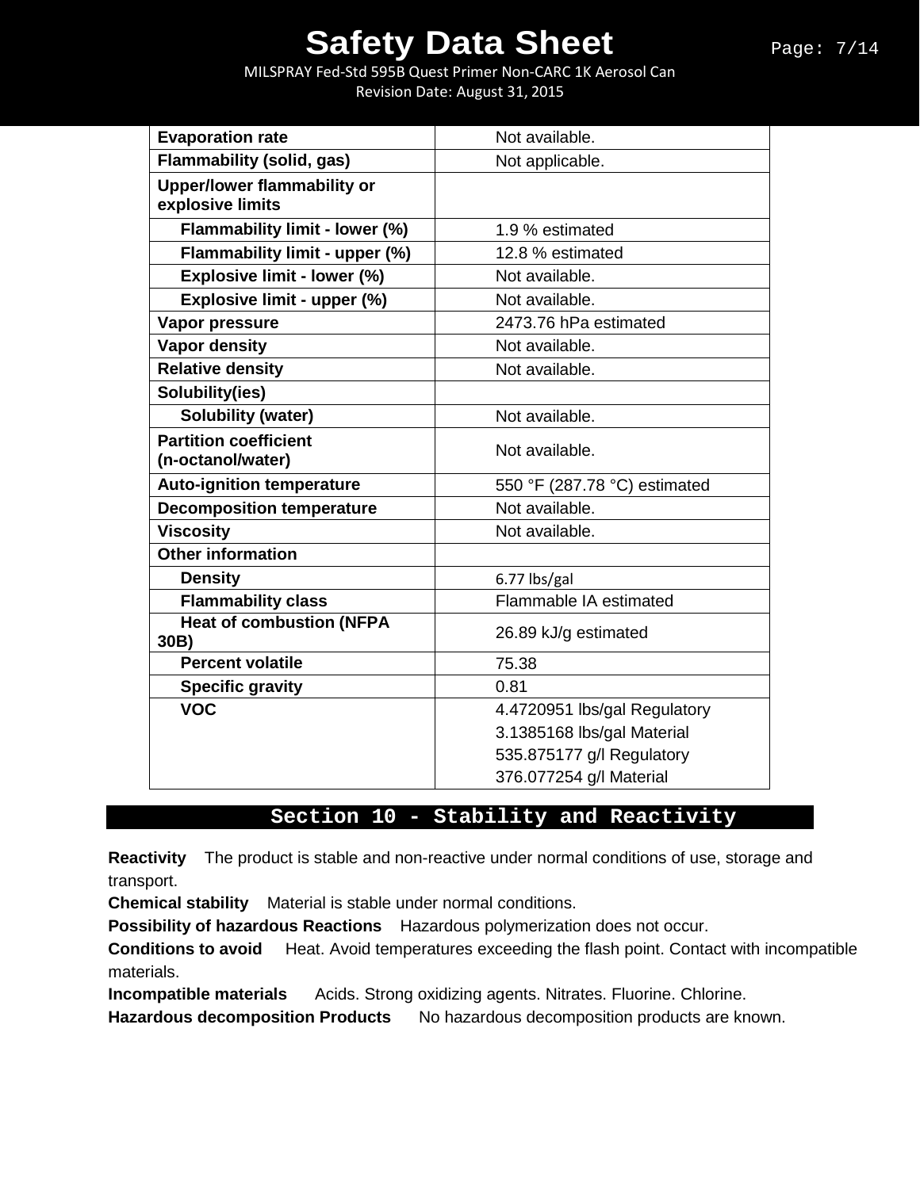| | |
|---|---|
| **Evaporation rate** | Not available. |
| **Flammability (solid, gas)** | Not applicable. |
| **Upper/lower flammability or explosive limits** | |
| **Flammability limit - lower (%)** | 1.9 % estimated |
| **Flammability limit - upper (%)** | 12.8 % estimated |
| **Explosive limit - lower (%)** | Not available. |
| **Explosive limit - upper (%)** | Not available. |
| **Vapor pressure** | 2473.76 hPa estimated |
| **Vapor density** | Not available. |
| **Relative density** | Not available. |
| **Solubility(ies)** | |
| **Solubility (water)** | Not available. |
| **Partition coefficient (n-octanol/water)** | Not available. |
| **Auto-ignition temperature** | 550 °F (287.78 °C) estimated |
| **Decomposition temperature** | Not available. |
| **Viscosity** | Not available. |
| **Other information** | |
| **Density** | 6.77 lbs/gal |
| **Flammability class** | Flammable IA estimated |
| **Heat of combustion (NFPA 30B)** | 26.89 kJ/g estimated |
| **Percent volatile** | 75.38 |
| **Specific gravity** | 0.81 |
| **VOC** | 4.4720951 lbs/gal Regulatory<br>3.1385168 lbs/gal Material<br>535.875177 g/l Regulatory<br>376.077254 g/l Material |

## Section 10 - Stability and Reactivity

**Reactivity** The product is stable and non-reactive under normal conditions of use, storage and transport.

**Chemical stability** Material is stable under normal conditions.

**Possibility of hazardous Reactions** Hazardous polymerization does not occur.

**Conditions to avoid** Heat. Avoid temperatures exceeding the flash point. Contact with incompatible materials.

**Incompatible materials** Acids. Strong oxidizing agents. Nitrates. Fluorine. Chlorine.

**Hazardous decomposition Products** No hazardous decomposition products are known.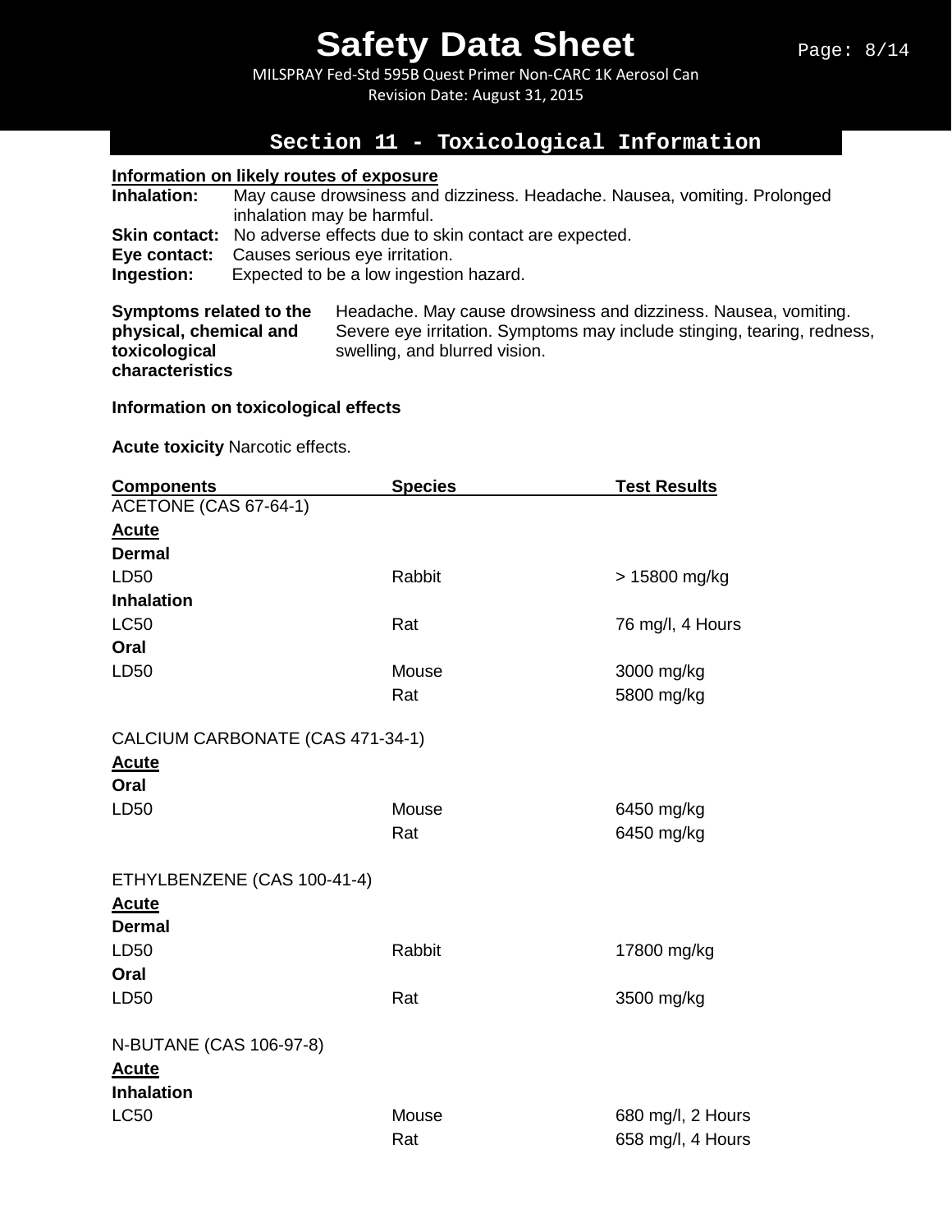## Section 11 - Toxicological Information

**Information on likely routes of exposure**

**Inhalation:** May cause drowsiness and dizziness. Headache. Nausea, vomiting. Prolonged inhalation may be harmful.
**Skin contact:** No adverse effects due to skin contact are expected.
**Eye contact:** Causes serious eye irritation.
**Ingestion:** Expected to be a low ingestion hazard.

**Symptoms related to the physical, chemical and toxicological characteristics** Headache. May cause drowsiness and dizziness. Nausea, vomiting. Severe eye irritation. Symptoms may include stinging, tearing, redness, swelling, and blurred vision.

**Information on toxicological effects**

**Acute toxicity** Narcotic effects.

| Components | Species | Test Results |
|---|---|---|
| ACETONE (CAS 67-64-1) | | |
| **Acute** | | |
| **Dermal** | | |
| LD50 | Rabbit | > 15800 mg/kg |
| **Inhalation** | | |
| LC50 | Rat | 76 mg/l, 4 Hours |
| **Oral** | | |
| LD50 | Mouse | 3000 mg/kg |
| | Rat | 5800 mg/kg |
| CALCIUM CARBONATE (CAS 471-34-1) | | |
| **Acute** | | |
| **Oral** | | |
| LD50 | Mouse | 6450 mg/kg |
| | Rat | 6450 mg/kg |
| ETHYLBENZENE (CAS 100-41-4) | | |
| **Acute** | | |
| **Dermal** | | |
| LD50 | Rabbit | 17800 mg/kg |
| **Oral** | | |
| LD50 | Rat | 3500 mg/kg |
| N-BUTANE (CAS 106-97-8) | | |
| **Acute** | | |
| **Inhalation** | | |
| LC50 | Mouse | 680 mg/l, 2 Hours |
| | Rat | 658 mg/l, 4 Hours |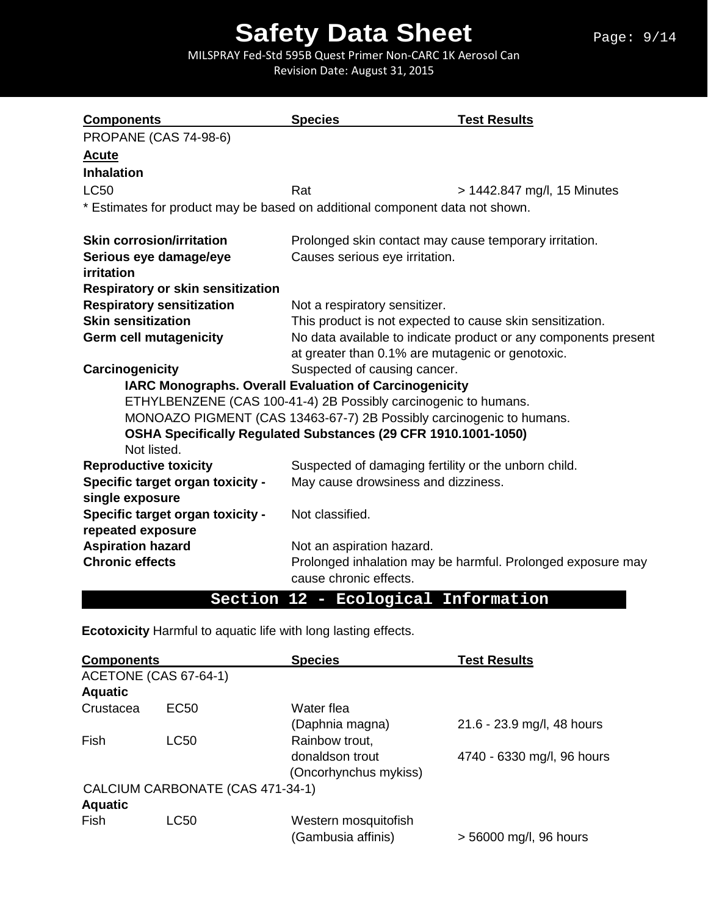| Components | Species | Test Results |
| --- | --- | --- |
| PROPANE (CAS 74-98-6) | | |
| **Acute** | | |
| **Inhalation** | | |
| LC50 | Rat | > 1442.847 mg/l, 15 Minutes |

* Estimates for product may be based on additional component data not shown.

**Skin corrosion/irritation** Prolonged skin contact may cause temporary irritation.

**Serious eye damage/eye irritation** Causes serious eye irritation.

**Respiratory or skin sensitization**

**Respiratory sensitization** Not a respiratory sensitizer.

**Skin sensitization** This product is not expected to cause skin sensitization.

**Germ cell mutagenicity** No data available to indicate product or any components present at greater than 0.1% are mutagenic or genotoxic.

**Carcinogenicity** Suspected of causing cancer.

**IARC Monographs. Overall Evaluation of Carcinogenicity**

ETHYLBENZENE (CAS 100-41-4) 2B Possibly carcinogenic to humans.

MONOAZO PIGMENT (CAS 13463-67-7) 2B Possibly carcinogenic to humans.

**OSHA Specifically Regulated Substances (29 CFR 1910.1001-1050)**

Not listed.

**Reproductive toxicity** Suspected of damaging fertility or the unborn child.

**Specific target organ toxicity - single exposure** May cause drowsiness and dizziness.

**Specific target organ toxicity - repeated exposure** Not classified.

**Aspiration hazard** Not an aspiration hazard.

**Chronic effects** Prolonged inhalation may be harmful. Prolonged exposure may cause chronic effects.

## Section 12 - Ecological Information

**Ecotoxicity** Harmful to aquatic life with long lasting effects.

| Components | | Species | Test Results |
| --- | --- | --- | --- |
| ACETONE (CAS 67-64-1) | | | |
| **Aquatic** | | | |
| Crustacea | EC50 | Water flea (Daphnia magna) | 21.6 - 23.9 mg/l, 48 hours |
| Fish | LC50 | Rainbow trout, donaldson trout (Oncorhynchus mykiss) | 4740 - 6330 mg/l, 96 hours |
| CALCIUM CARBONATE (CAS 471-34-1) | | | |
| **Aquatic** | | | |
| Fish | LC50 | Western mosquitofish (Gambusia affinis) | > 56000 mg/l, 96 hours |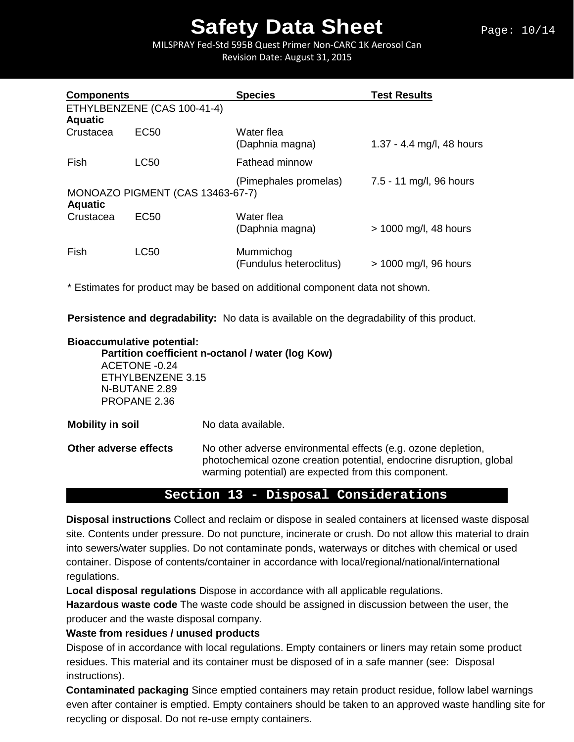| Components | | Species | Test Results |
| --- | --- | --- | --- |
| ETHYLBENZENE (CAS 100-41-4) | | | |
| **Aquatic** | | | |
| Crustacea | EC50 | Water flea (Daphnia magna) | 1.37 - 4.4 mg/l, 48 hours |
| Fish | LC50 | Fathead minnow (Pimephales promelas) | 7.5 - 11 mg/l, 96 hours |
| MONOAZO PIGMENT (CAS 13463-67-7) | | | |
| **Aquatic** | | | |
| Crustacea | EC50 | Water flea (Daphnia magna) | > 1000 mg/l, 48 hours |
| Fish | LC50 | Mummichog (Fundulus heteroclitus) | > 1000 mg/l, 96 hours |

* Estimates for product may be based on additional component data not shown.

**Persistence and degradability:** No data is available on the degradability of this product.

**Bioaccumulative potential:**

**Partition coefficient n-octanol / water (log Kow)**

ACETONE -0.24
ETHYLBENZENE 3.15
N-BUTANE 2.89
PROPANE 2.36

**Mobility in soil** No data available.

**Other adverse effects** No other adverse environmental effects (e.g. ozone depletion, photochemical ozone creation potential, endocrine disruption, global warming potential) are expected from this component.

## Section 13 - Disposal Considerations

**Disposal instructions** Collect and reclaim or dispose in sealed containers at licensed waste disposal site. Contents under pressure. Do not puncture, incinerate or crush. Do not allow this material to drain into sewers/water supplies. Do not contaminate ponds, waterways or ditches with chemical or used container. Dispose of contents/container in accordance with local/regional/national/international regulations.

**Local disposal regulations** Dispose in accordance with all applicable regulations.

**Hazardous waste code** The waste code should be assigned in discussion between the user, the producer and the waste disposal company.

**Waste from residues / unused products**

Dispose of in accordance with local regulations. Empty containers or liners may retain some product residues. This material and its container must be disposed of in a safe manner (see: Disposal instructions).

**Contaminated packaging** Since emptied containers may retain product residue, follow label warnings even after container is emptied. Empty containers should be taken to an approved waste handling site for recycling or disposal. Do not re-use empty containers.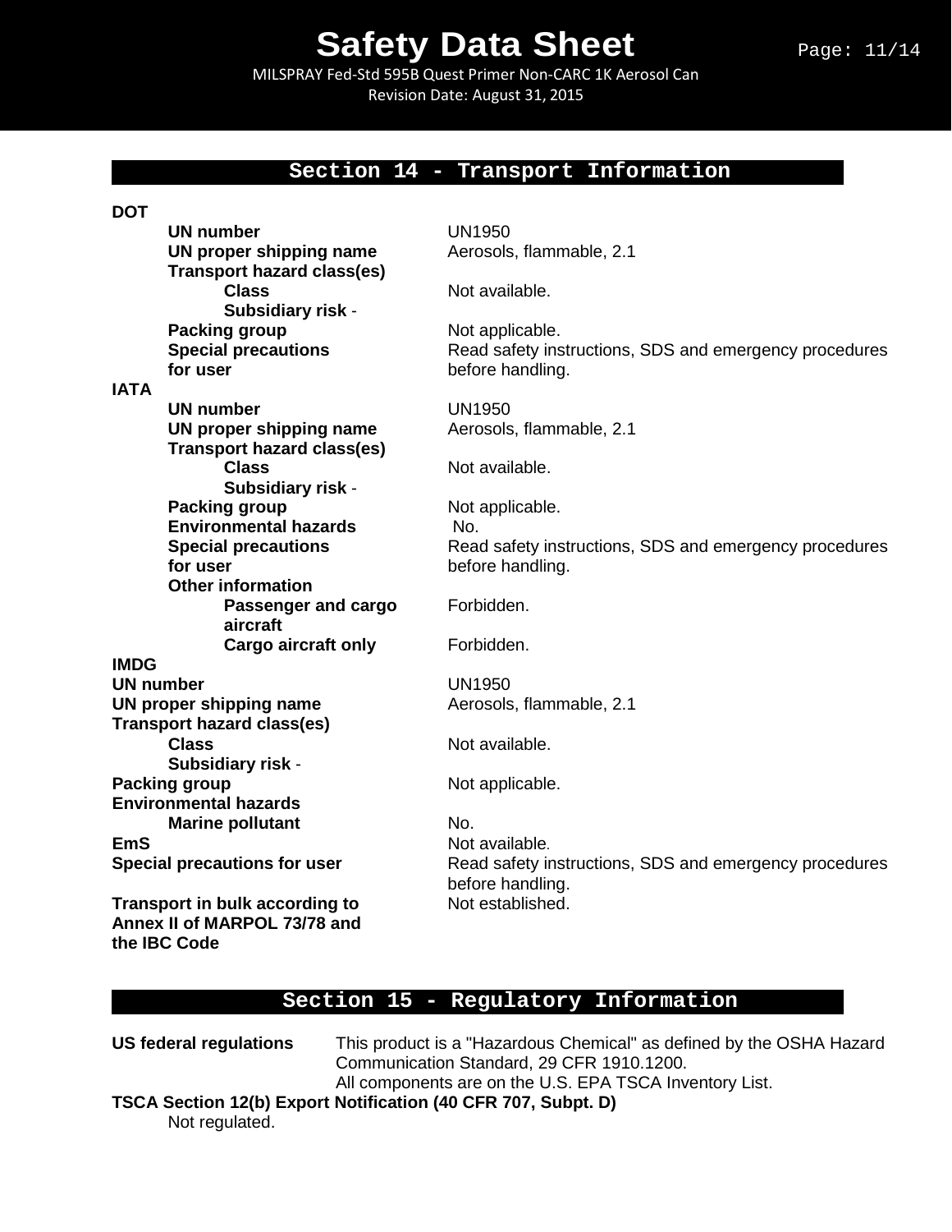## Section 14 - Transport Information

**DOT**

| | |
|---|---|
| **UN number** | UN1950 |
| **UN proper shipping name** | Aerosols, flammable, 2.1 |
| **Transport hazard class(es)** | |
| **Class** | Not available. |
| **Subsidiary risk** - | |
| **Packing group** | Not applicable. |
| **Special precautions for user** | Read safety instructions, SDS and emergency procedures before handling. |

**IATA**

| | |
|---|---|
| **UN number** | UN1950 |
| **UN proper shipping name** | Aerosols, flammable, 2.1 |
| **Transport hazard class(es)** | |
| **Class** | Not available. |
| **Subsidiary risk** - | |
| **Packing group** | Not applicable. |
| **Environmental hazards** | No. |
| **Special precautions for user** | Read safety instructions, SDS and emergency procedures before handling. |
| **Other information** | |
| **Passenger and cargo aircraft** | Forbidden. |
| **Cargo aircraft only** | Forbidden. |

**IMDG**

| | |
|---|---|
| **UN number** | UN1950 |
| **UN proper shipping name** | Aerosols, flammable, 2.1 |
| **Transport hazard class(es)** | |
| **Class** | Not available. |
| **Subsidiary risk** - | |
| **Packing group** | Not applicable. |
| **Environmental hazards** | |
| **Marine pollutant** | No. |
| **EmS** | Not available. |
| **Special precautions for user** | Read safety instructions, SDS and emergency procedures before handling. |
| **Transport in bulk according to Annex II of MARPOL 73/78 and the IBC Code** | Not established. |

## Section 15 - Regulatory Information

**US federal regulations** This product is a "Hazardous Chemical" as defined by the OSHA Hazard Communication Standard, 29 CFR 1910.1200.
All components are on the U.S. EPA TSCA Inventory List.

**TSCA Section 12(b) Export Notification (40 CFR 707, Subpt. D)**

Not regulated.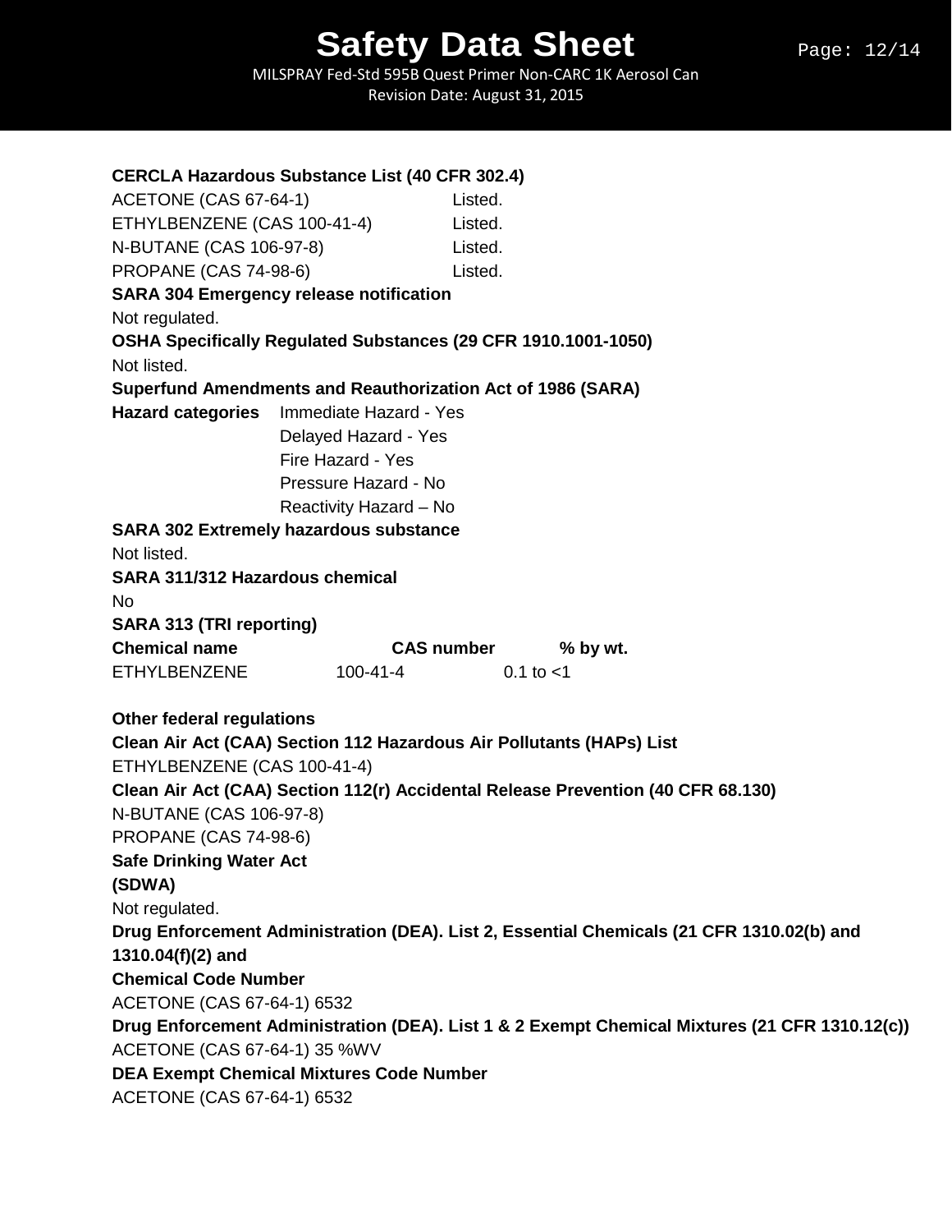**CERCLA Hazardous Substance List (40 CFR 302.4)**

| | |
|---|---|
| ACETONE (CAS 67-64-1) | Listed. |
| ETHYLBENZENE (CAS 100-41-4) | Listed. |
| N-BUTANE (CAS 106-97-8) | Listed. |
| PROPANE (CAS 74-98-6) | Listed. |

**SARA 304 Emergency release notification**

Not regulated.

**OSHA Specifically Regulated Substances (29 CFR 1910.1001-1050)**

Not listed.

**Superfund Amendments and Reauthorization Act of 1986 (SARA)**

**Hazard categories**
- Immediate Hazard - Yes
- Delayed Hazard - Yes
- Fire Hazard - Yes
- Pressure Hazard - No
- Reactivity Hazard – No

**SARA 302 Extremely hazardous substance**

Not listed.

**SARA 311/312 Hazardous chemical**

No

**SARA 313 (TRI reporting)**

| Chemical name | CAS number | % by wt. |
|---|---|---|
| ETHYLBENZENE | 100-41-4 | 0.1 to <1 |

**Other federal regulations**

**Clean Air Act (CAA) Section 112 Hazardous Air Pollutants (HAPs) List**

ETHYLBENZENE (CAS 100-41-4)

**Clean Air Act (CAA) Section 112(r) Accidental Release Prevention (40 CFR 68.130)**

N-BUTANE (CAS 106-97-8)
PROPANE (CAS 74-98-6)

**Safe Drinking Water Act (SDWA)**

Not regulated.

**Drug Enforcement Administration (DEA). List 2, Essential Chemicals (21 CFR 1310.02(b) and 1310.04(f)(2) and Chemical Code Number**

ACETONE (CAS 67-64-1) 6532

**Drug Enforcement Administration (DEA). List 1 & 2 Exempt Chemical Mixtures (21 CFR 1310.12(c))**

ACETONE (CAS 67-64-1) 35 %WV

**DEA Exempt Chemical Mixtures Code Number**

ACETONE (CAS 67-64-1) 6532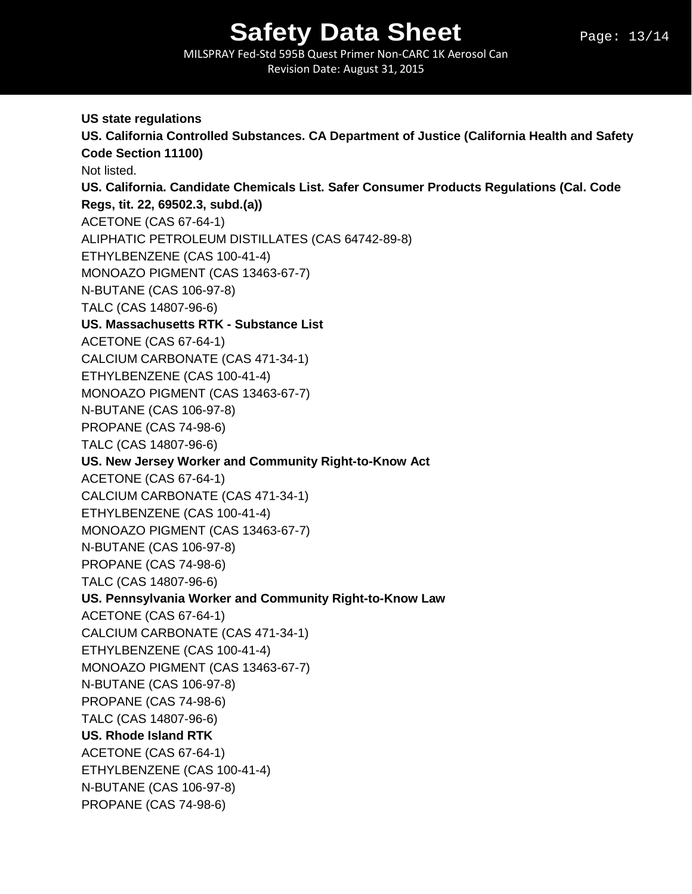**US state regulations**

**US. California Controlled Substances. CA Department of Justice (California Health and Safety Code Section 11100)**

Not listed.

**US. California. Candidate Chemicals List. Safer Consumer Products Regulations (Cal. Code Regs, tit. 22, 69502.3, subd.(a))**

ACETONE (CAS 67-64-1)
ALIPHATIC PETROLEUM DISTILLATES (CAS 64742-89-8)
ETHYLBENZENE (CAS 100-41-4)
MONOAZO PIGMENT (CAS 13463-67-7)
N-BUTANE (CAS 106-97-8)
TALC (CAS 14807-96-6)

**US. Massachusetts RTK - Substance List**

ACETONE (CAS 67-64-1)
CALCIUM CARBONATE (CAS 471-34-1)
ETHYLBENZENE (CAS 100-41-4)
MONOAZO PIGMENT (CAS 13463-67-7)
N-BUTANE (CAS 106-97-8)
PROPANE (CAS 74-98-6)
TALC (CAS 14807-96-6)

**US. New Jersey Worker and Community Right-to-Know Act**

ACETONE (CAS 67-64-1)
CALCIUM CARBONATE (CAS 471-34-1)
ETHYLBENZENE (CAS 100-41-4)
MONOAZO PIGMENT (CAS 13463-67-7)
N-BUTANE (CAS 106-97-8)
PROPANE (CAS 74-98-6)
TALC (CAS 14807-96-6)

**US. Pennsylvania Worker and Community Right-to-Know Law**

ACETONE (CAS 67-64-1)
CALCIUM CARBONATE (CAS 471-34-1)
ETHYLBENZENE (CAS 100-41-4)
MONOAZO PIGMENT (CAS 13463-67-7)
N-BUTANE (CAS 106-97-8)
PROPANE (CAS 74-98-6)
TALC (CAS 14807-96-6)

**US. Rhode Island RTK**

ACETONE (CAS 67-64-1)
ETHYLBENZENE (CAS 100-41-4)
N-BUTANE (CAS 106-97-8)
PROPANE (CAS 74-98-6)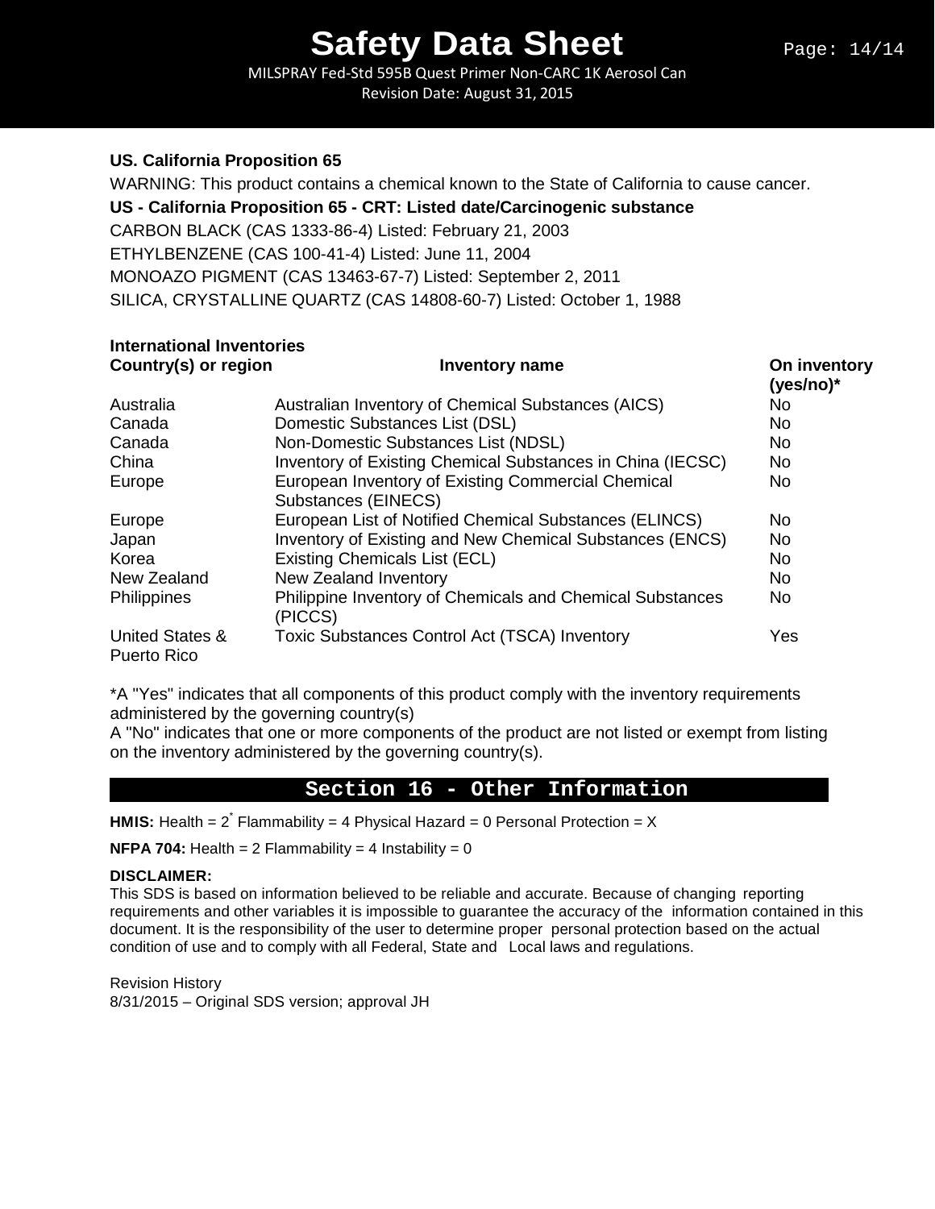### US. California Proposition 65

WARNING: This product contains a chemical known to the State of California to cause cancer.

**US - California Proposition 65 - CRT: Listed date/Carcinogenic substance**

CARBON BLACK (CAS 1333-86-4) Listed: February 21, 2003

ETHYLBENZENE (CAS 100-41-4) Listed: June 11, 2004

MONOAZO PIGMENT (CAS 13463-67-7) Listed: September 2, 2011

SILICA, CRYSTALLINE QUARTZ (CAS 14808-60-7) Listed: October 1, 1988

### International Inventories

| Country(s) or region | Inventory name | On inventory (yes/no)* |
|---|---|---|
| Australia | Australian Inventory of Chemical Substances (AICS) | No |
| Canada | Domestic Substances List (DSL) | No |
| Canada | Non-Domestic Substances List (NDSL) | No |
| China | Inventory of Existing Chemical Substances in China (IECSC) | No |
| Europe | European Inventory of Existing Commercial Chemical Substances (EINECS) | No |
| Europe | European List of Notified Chemical Substances (ELINCS) | No |
| Japan | Inventory of Existing and New Chemical Substances (ENCS) | No |
| Korea | Existing Chemicals List (ECL) | No |
| New Zealand | New Zealand Inventory | No |
| Philippines | Philippine Inventory of Chemicals and Chemical Substances (PICCS) | No |
| United States & Puerto Rico | Toxic Substances Control Act (TSCA) Inventory | Yes |

*A "Yes" indicates that all components of this product comply with the inventory requirements administered by the governing country(s)

A "No" indicates that one or more components of the product are not listed or exempt from listing on the inventory administered by the governing country(s).

## Section 16 - Other Information

**HMIS:** Health = 2* Flammability = 4 Physical Hazard = 0 Personal Protection = X

**NFPA 704:** Health = 2 Flammability = 4 Instability = 0

**DISCLAIMER:**

This SDS is based on information believed to be reliable and accurate. Because of changing reporting requirements and other variables it is impossible to guarantee the accuracy of the information contained in this document. It is the responsibility of the user to determine proper personal protection based on the actual condition of use and to comply with all Federal, State and Local laws and regulations.

Revision History

8/31/2015 – Original SDS version; approval JH